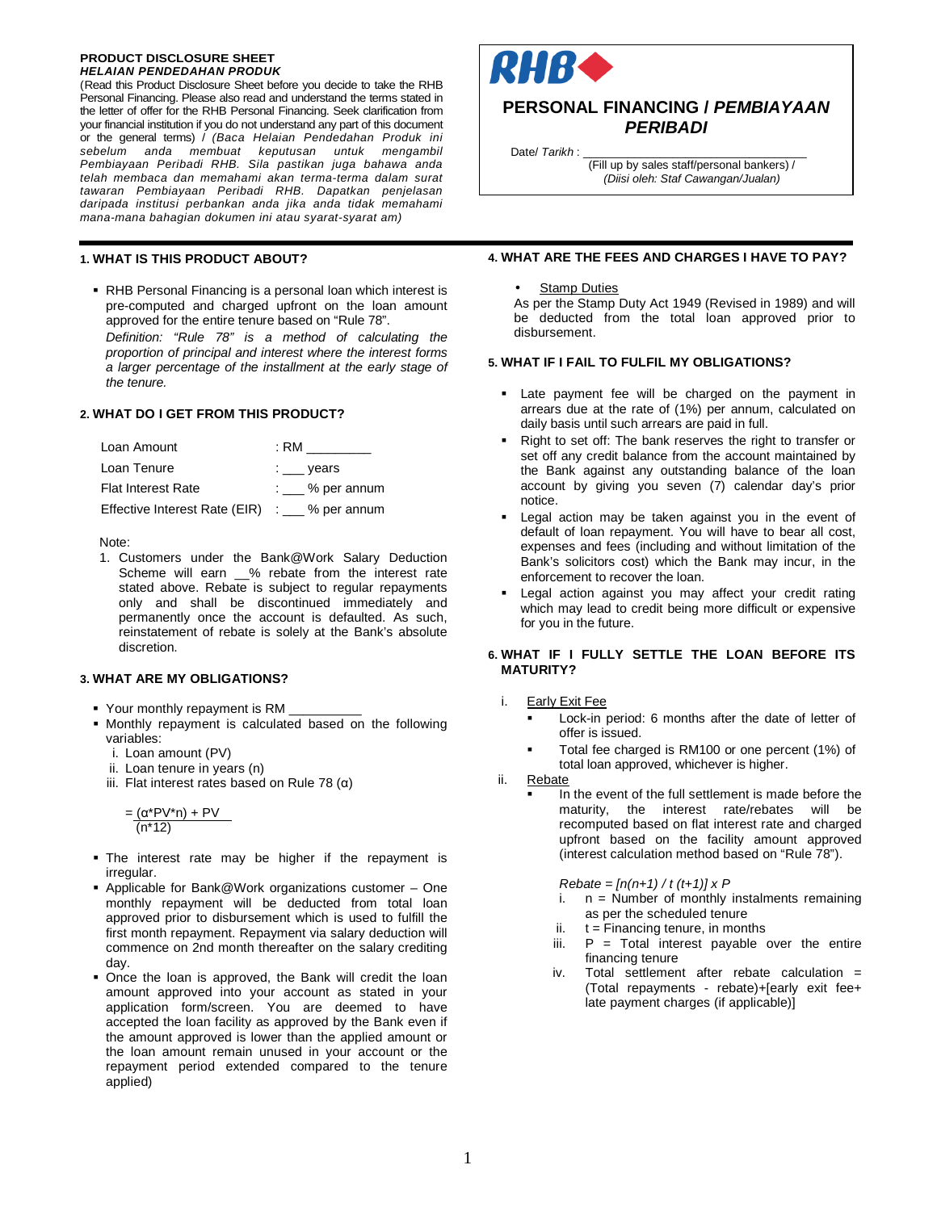**PRODUCT DISCLOSURE SHEET**
***HELAIAN PENDEDAHAN PRODUK***

(Read this Product Disclosure Sheet before you decide to take the RHB Personal Financing. Please also read and understand the terms stated in the letter of offer for the RHB Personal Financing. Seek clarification from your financial institution if you do not understand any part of this document or the general terms) / *(Baca Helaian Pendedahan Produk ini sebelum anda membuat keputusan untuk mengambil Pembiayaan Peribadi RHB. Sila pastikan juga bahawa anda telah membaca dan memahami akan terma-terma dalam surat tawaran Pembiayaan Peribadi RHB. Dapatkan penjelasan daripada institusi perbankan anda jika anda tidak memahami mana-mana bahagian dokumen ini atau syarat-syarat am)*

RHB

## PERSONAL FINANCING / *PEMBIAYAAN PERIBADI*

Date/ *Tarikh* : ______________________________
(Fill up by sales staff/personal bankers) / *(Diisi oleh: Staf Cawangan/Jualan)*

### 1. WHAT IS THIS PRODUCT ABOUT?

- RHB Personal Financing is a personal loan which interest is pre-computed and charged upfront on the loan amount approved for the entire tenure based on "Rule 78".
  *Definition: "Rule 78" is a method of calculating the proportion of principal and interest where the interest forms a larger percentage of the installment at the early stage of the tenure.*

### 2. WHAT DO I GET FROM THIS PRODUCT?

| | |
|---|---|
| Loan Amount | : RM _________ |
| Loan Tenure | : ___ years |
| Flat Interest Rate | : ___ % per annum |
| Effective Interest Rate (EIR) | : ___ % per annum |

Note:

1. Customers under the Bank@Work Salary Deduction Scheme will earn __% rebate from the interest rate stated above. Rebate is subject to regular repayments only and shall be discontinued immediately and permanently once the account is defaulted. As such, reinstatement of rebate is solely at the Bank's absolute discretion.

### 3. WHAT ARE MY OBLIGATIONS?

- Your monthly repayment is RM __________
- Monthly repayment is calculated based on the following variables:
  i. Loan amount (PV)
  ii. Loan tenure in years (n)
  iii. Flat interest rates based on Rule 78 (α)

$$= \frac{(\alpha * PV * n) + PV}{(n * 12)}$$

- The interest rate may be higher if the repayment is irregular.
- Applicable for Bank@Work organizations customer – One monthly repayment will be deducted from total loan approved prior to disbursement which is used to fulfill the first month repayment. Repayment via salary deduction will commence on 2nd month thereafter on the salary crediting day.
- Once the loan is approved, the Bank will credit the loan amount approved into your account as stated in your application form/screen. You are deemed to have accepted the loan facility as approved by the Bank even if the amount approved is lower than the applied amount or the loan amount remain unused in your account or the repayment period extended compared to the tenure applied)

### 4. WHAT ARE THE FEES AND CHARGES I HAVE TO PAY?

- Stamp Duties

As per the Stamp Duty Act 1949 (Revised in 1989) and will be deducted from the total loan approved prior to disbursement.

### 5. WHAT IF I FAIL TO FULFIL MY OBLIGATIONS?

- Late payment fee will be charged on the payment in arrears due at the rate of (1%) per annum, calculated on daily basis until such arrears are paid in full.
- Right to set off: The bank reserves the right to transfer or set off any credit balance from the account maintained by the Bank against any outstanding balance of the loan account by giving you seven (7) calendar day's prior notice.
- Legal action may be taken against you in the event of default of loan repayment. You will have to bear all cost, expenses and fees (including and without limitation of the Bank's solicitors cost) which the Bank may incur, in the enforcement to recover the loan.
- Legal action against you may affect your credit rating which may lead to credit being more difficult or expensive for you in the future.

### 6. WHAT IF I FULLY SETTLE THE LOAN BEFORE ITS MATURITY?

i. Early Exit Fee
   - Lock-in period: 6 months after the date of letter of offer is issued.
   - Total fee charged is RM100 or one percent (1%) of total loan approved, whichever is higher.

ii. Rebate
   - In the event of the full settlement is made before the maturity, the interest rate/rebates will be recomputed based on flat interest rate and charged upfront based on the facility amount approved (interest calculation method based on "Rule 78").

   *Rebate = [n(n+1) / t (t+1)] x P*

   i. n = Number of monthly instalments remaining as per the scheduled tenure
   ii. t = Financing tenure, in months
   iii. P = Total interest payable over the entire financing tenure
   iv. Total settlement after rebate calculation = (Total repayments - rebate)+[early exit fee+ late payment charges (if applicable)]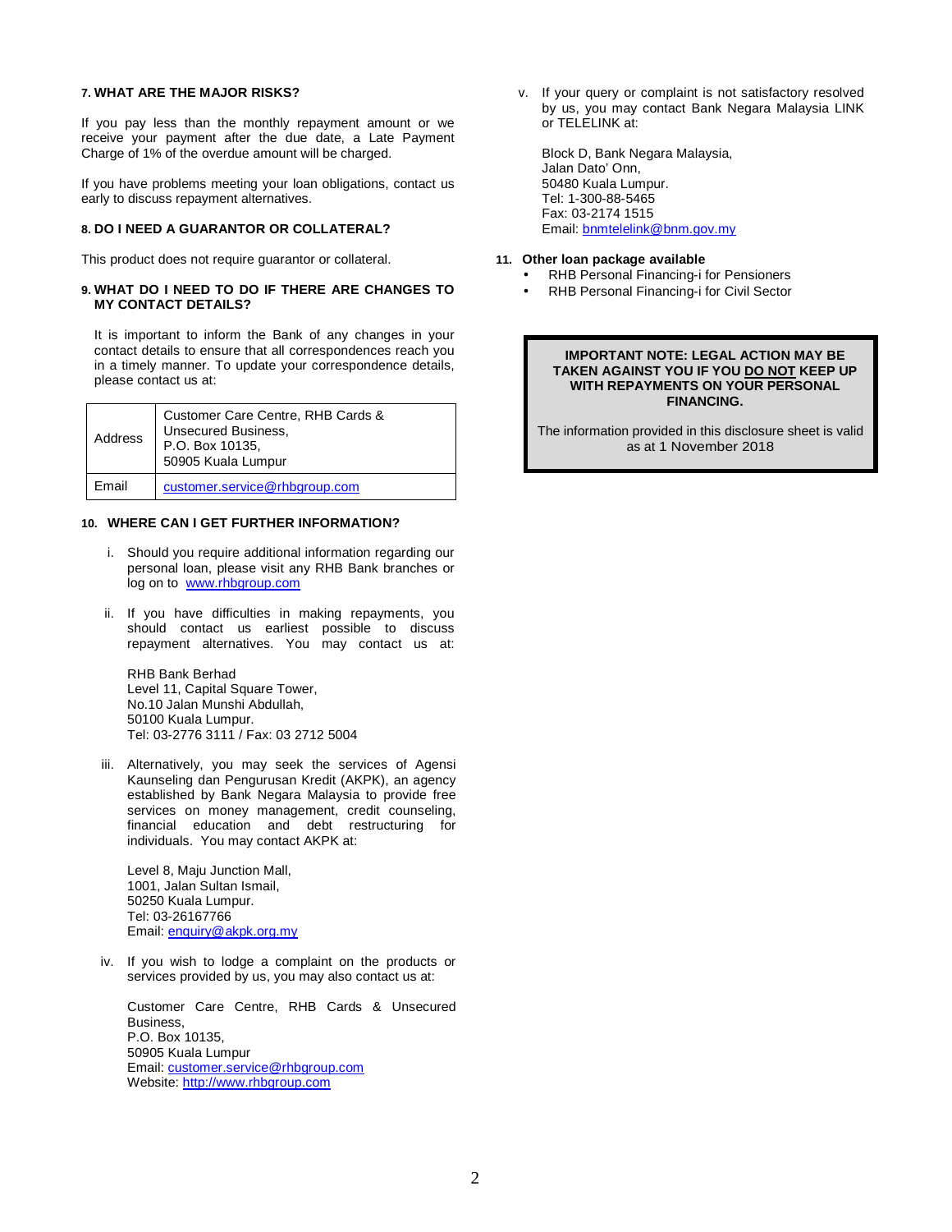## 7. WHAT ARE THE MAJOR RISKS?

If you pay less than the monthly repayment amount or we receive your payment after the due date, a Late Payment Charge of 1% of the overdue amount will be charged.

If you have problems meeting your loan obligations, contact us early to discuss repayment alternatives.

## 8. DO I NEED A GUARANTOR OR COLLATERAL?

This product does not require guarantor or collateral.

## 9. WHAT DO I NEED TO DO IF THERE ARE CHANGES TO MY CONTACT DETAILS?

It is important to inform the Bank of any changes in your contact details to ensure that all correspondences reach you in a timely manner. To update your correspondence details, please contact us at:

| Address | Customer Care Centre, RHB Cards & Unsecured Business, P.O. Box 10135, 50905 Kuala Lumpur |
|---|---|
| Email | customer.service@rhbgroup.com |

## 10. WHERE CAN I GET FURTHER INFORMATION?

i. Should you require additional information regarding our personal loan, please visit any RHB Bank branches or log on to www.rhbgroup.com

ii. If you have difficulties in making repayments, you should contact us earliest possible to discuss repayment alternatives. You may contact us at:

RHB Bank Berhad
Level 11, Capital Square Tower,
No.10 Jalan Munshi Abdullah,
50100 Kuala Lumpur.
Tel: 03-2776 3111 / Fax: 03 2712 5004

iii. Alternatively, you may seek the services of Agensi Kaunseling dan Pengurusan Kredit (AKPK), an agency established by Bank Negara Malaysia to provide free services on money management, credit counseling, financial education and debt restructuring for individuals. You may contact AKPK at:

Level 8, Maju Junction Mall,
1001, Jalan Sultan Ismail,
50250 Kuala Lumpur.
Tel: 03-26167766
Email: enquiry@akpk.org.my

iv. If you wish to lodge a complaint on the products or services provided by us, you may also contact us at:

Customer Care Centre, RHB Cards & Unsecured Business,
P.O. Box 10135,
50905 Kuala Lumpur
Email: customer.service@rhbgroup.com
Website: http://www.rhbgroup.com

v. If your query or complaint is not satisfactory resolved by us, you may contact Bank Negara Malaysia LINK or TELELINK at:

Block D, Bank Negara Malaysia,
Jalan Dato' Onn,
50480 Kuala Lumpur.
Tel: 1-300-88-5465
Fax: 03-2174 1515
Email: bnmtelelink@bnm.gov.my

## 11. Other loan package available

- RHB Personal Financing-i for Pensioners
- RHB Personal Financing-i for Civil Sector

**IMPORTANT NOTE: LEGAL ACTION MAY BE TAKEN AGAINST YOU IF YOU DO NOT KEEP UP WITH REPAYMENTS ON YOUR PERSONAL FINANCING.**

The information provided in this disclosure sheet is valid as at 1 November 2018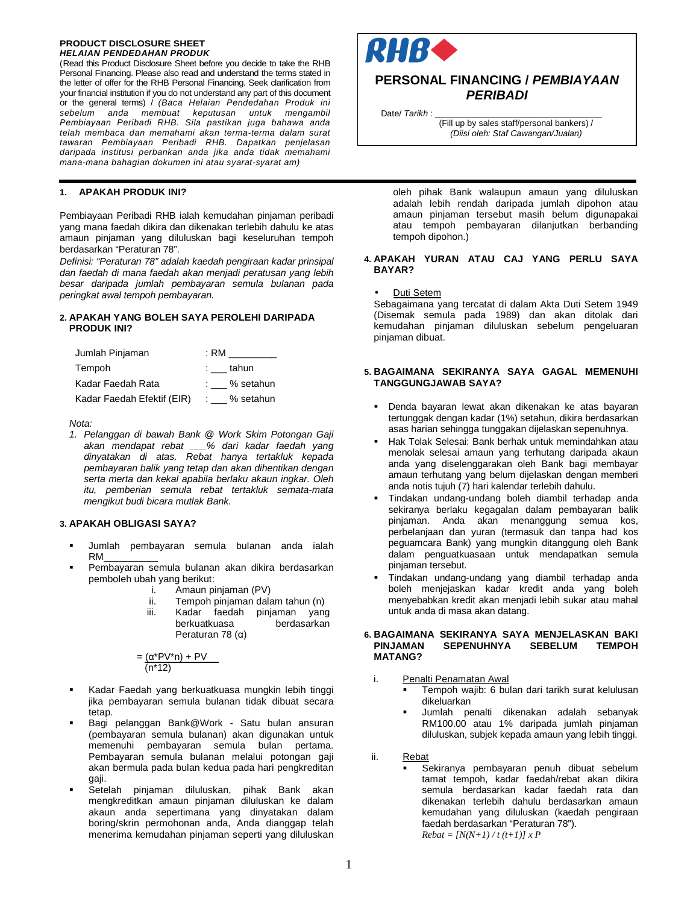**PRODUCT DISCLOSURE SHEET**
***HELAIAN PENDEDAHAN PRODUK***

(Read this Product Disclosure Sheet before you decide to take the RHB Personal Financing. Please also read and understand the terms stated in the letter of offer for the RHB Personal Financing. Seek clarification from your financial institution if you do not understand any part of this document or the general terms) / *(Baca Helaian Pendedahan Produk ini sebelum anda membuat keputusan untuk mengambil Pembiayaan Peribadi RHB. Sila pastikan juga bahawa anda telah membaca dan memahami akan terma-terma dalam surat tawaran Pembiayaan Peribadi RHB. Dapatkan penjelasan daripada institusi perbankan anda jika anda tidak memahami mana-mana bahagian dokumen ini atau syarat-syarat am)*

**RHB**

## PERSONAL FINANCING / *PEMBIAYAAN PERIBADI*

Date/ *Tarikh* : ______________________________
(Fill up by sales staff/personal bankers) / *(Diisi oleh: Staf Cawangan/Jualan)*

### 1. APAKAH PRODUK INI?

Pembiayaan Peribadi RHB ialah kemudahan pinjaman peribadi yang mana faedah dikira dan dikenakan terlebih dahulu ke atas amaun pinjaman yang diluluskan bagi keseluruhan tempoh berdasarkan "Peraturan 78".

*Definisi: "Peraturan 78" adalah kaedah pengiraan kadar prinsipal dan faedah di mana faedah akan menjadi peraturan yang lebih besar daripada jumlah pembayaran semula bulanan pada peringkat awal tempoh pembayaran.*

### 2. APAKAH YANG BOLEH SAYA PEROLEHI DARIPADA PRODUK INI?

| | |
|---|---|
| Jumlah Pinjaman | : RM _________ |
| Tempoh | : ___ tahun |
| Kadar Faedah Rata | : ___ % setahun |
| Kadar Faedah Efektif (EIR) | : ___ % setahun |

*Nota:*

*1. Pelanggan di bawah Bank @ Work Skim Potongan Gaji akan mendapat rebat ___% dari kadar faedah yang dinyatakan di atas. Rebat hanya tertakluk kepada pembayaran balik yang tetap dan akan dihentikan dengan serta merta dan kekal apabila berlaku akaun ingkar. Oleh itu, pemberian semula rebat tertakluk semata-mata mengikut budi bicara mutlak Bank.*

### 3. APAKAH OBLIGASI SAYA?

- Jumlah pembayaran semula bulanan anda ialah RM__________
- Pembayaran semula bulanan akan dikira berdasarkan pemboleh ubah yang berikut:
  - i. Amaun pinjaman (PV)
  - ii. Tempoh pinjaman dalam tahun (n)
  - iii. Kadar faedah pinjaman yang berkuatkuasa berdasarkan Peraturan 78 (α)

$$= \frac{(\alpha * PV * n) + PV}{(n * 12)}$$

- Kadar Faedah yang berkuatkuasa mungkin lebih tinggi jika pembayaran semula bulanan tidak dibuat secara tetap.
- Bagi pelanggan Bank@Work - Satu bulan ansuran (pembayaran semula bulanan) akan digunakan untuk memenuhi pembayaran semula bulan pertama. Pembayaran semula bulanan melalui potongan gaji akan bermula pada bulan kedua pada hari pengkreditan gaji.
- Setelah pinjaman diluluskan, pihak Bank akan mengkreditkan amaun pinjaman diluluskan ke dalam akaun anda sepertimana yang dinyatakan dalam boring/skrin permohonan anda, Anda dianggap telah menerima kemudahan pinjaman seperti yang diluluskan oleh pihak Bank walaupun amaun yang diluluskan adalah lebih rendah daripada jumlah dipohon atau amaun pinjaman tersebut masih belum digunapakai atau tempoh pembayaran dilanjutkan berbanding tempoh dipohon.)

### 4. APAKAH YURAN ATAU CAJ YANG PERLU SAYA BAYAR?

- Duti Setem

Sebagaimana yang tercatat di dalam Akta Duti Setem 1949 (Disemak semula pada 1989) dan akan ditolak dari kemudahan pinjaman diluluskan sebelum pengeluaran pinjaman dibuat.

### 5. BAGAIMANA SEKIRANYA SAYA GAGAL MEMENUHI TANGGUNGJAWAB SAYA?

- Denda bayaran lewat akan dikenakan ke atas bayaran tertunggak dengan kadar (1%) setahun, dikira berdasarkan asas harian sehingga tunggakan dijelaskan sepenuhnya.
- Hak Tolak Selesai: Bank berhak untuk memindahkan atau menolak selesai amaun yang terhutang daripada akaun anda yang diselenggarakan oleh Bank bagi membayar amaun terhutang yang belum dijelaskan dengan memberi anda notis tujuh (7) hari kalendar terlebih dahulu.
- Tindakan undang-undang boleh diambil terhadap anda sekiranya berlaku kegagalan dalam pembayaran balik pinjaman. Anda akan menanggung semua kos, perbelanjaan dan yuran (termasuk dan tanpa had kos peguamcara Bank) yang mungkin ditanggung oleh Bank dalam penguatkuasaan untuk mendapatkan semula pinjaman tersebut.
- Tindakan undang-undang yang diambil terhadap anda boleh menjejaskan kadar kredit anda yang boleh menyebabkan kredit akan menjadi lebih sukar atau mahal untuk anda di masa akan datang.

### 6. BAGAIMANA SEKIRANYA SAYA MENJELASKAN BAKI PINJAMAN SEPENUHNYA SEBELUM TEMPOH MATANG?

i. Penalti Penamatan Awal
- Tempoh wajib: 6 bulan dari tarikh surat kelulusan dikeluarkan
- Jumlah penalti dikenakan adalah sebanyak RM100.00 atau 1% daripada jumlah pinjaman diluluskan, subjek kepada amaun yang lebih tinggi.

ii. Rebat
- Sekiranya pembayaran penuh dibuat sebelum tamat tempoh, kadar faedah/rebat akan dikira semula berdasarkan kadar faedah rata dan dikenakan terlebih dahulu berdasarkan amaun kemudahan yang diluluskan (kaedah pengiraan faedah berdasarkan "Peraturan 78").

$$Rebat = [N(N+1) / t\,(t+1)] \times P$$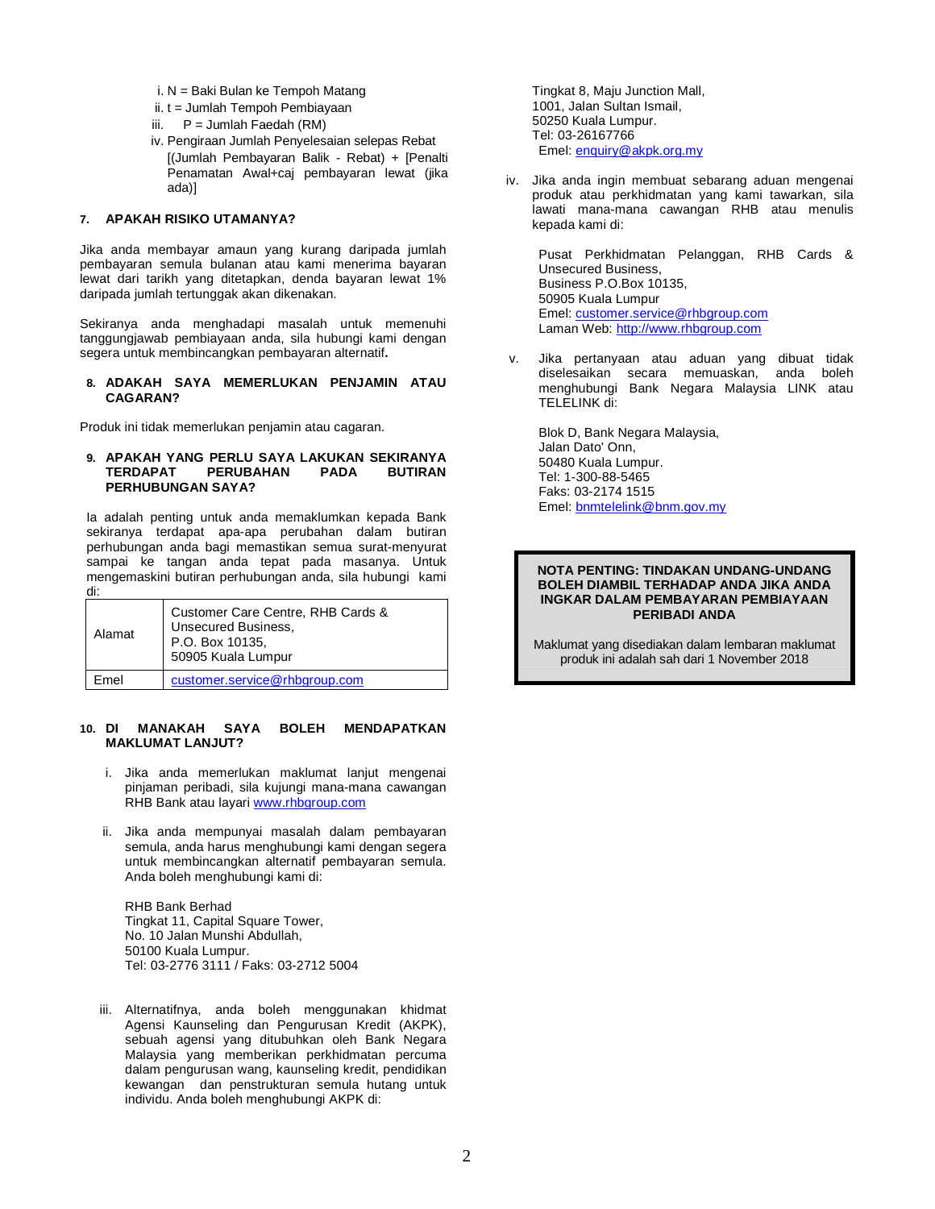i. N = Baki Bulan ke Tempoh Matang
ii. t = Jumlah Tempoh Pembiayaan
iii. P = Jumlah Faedah (RM)
iv. Pengiraan Jumlah Penyelesaian selepas Rebat [(Jumlah Pembayaran Balik - Rebat) + [Penalti Penamatan Awal+caj pembayaran lewat (jika ada)]

### 7. APAKAH RISIKO UTAMANYA?

Jika anda membayar amaun yang kurang daripada jumlah pembayaran semula bulanan atau kami menerima bayaran lewat dari tarikh yang ditetapkan, denda bayaran lewat 1% daripada jumlah tertunggak akan dikenakan.

Sekiranya anda menghadapi masalah untuk memenuhi tanggungjawab pembiayaan anda, sila hubungi kami dengan segera untuk membincangkan pembayaran alternatif.

### 8. ADAKAH SAYA MEMERLUKAN PENJAMIN ATAU CAGARAN?

Produk ini tidak memerlukan penjamin atau cagaran.

### 9. APAKAH YANG PERLU SAYA LAKUKAN SEKIRANYA TERDAPAT PERUBAHAN PADA BUTIRAN PERHUBUNGAN SAYA?

Ia adalah penting untuk anda memaklumkan kepada Bank sekiranya terdapat apa-apa perubahan dalam butiran perhubungan anda bagi memastikan semua surat-menyurat sampai ke tangan anda tepat pada masanya. Untuk mengemaskini butiran perhubungan anda, sila hubungi kami di:

| | |
|---|---|
| Alamat | Customer Care Centre, RHB Cards & Unsecured Business,<br>P.O. Box 10135,<br>50905 Kuala Lumpur |
| Emel | customer.service@rhbgroup.com |

### 10. DI MANAKAH SAYA BOLEH MENDAPATKAN MAKLUMAT LANJUT?

i. Jika anda memerlukan maklumat lanjut mengenai pinjaman peribadi, sila kujungi mana-mana cawangan RHB Bank atau layari www.rhbgroup.com

ii. Jika anda mempunyai masalah dalam pembayaran semula, anda harus menghubungi kami dengan segera untuk membincangkan alternatif pembayaran semula. Anda boleh menghubungi kami di:

RHB Bank Berhad
Tingkat 11, Capital Square Tower,
No. 10 Jalan Munshi Abdullah,
50100 Kuala Lumpur.
Tel: 03-2776 3111 / Faks: 03-2712 5004

iii. Alternatifnya, anda boleh menggunakan khidmat Agensi Kaunseling dan Pengurusan Kredit (AKPK), sebuah agensi yang ditubuhkan oleh Bank Negara Malaysia yang memberikan perkhidmatan percuma dalam pengurusan wang, kaunseling kredit, pendidikan kewangan dan penstrukturan semula hutang untuk individu. Anda boleh menghubungi AKPK di:

Tingkat 8, Maju Junction Mall,
1001, Jalan Sultan Ismail,
50250 Kuala Lumpur.
Tel: 03-26167766
Emel: enquiry@akpk.org.my

iv. Jika anda ingin membuat sebarang aduan mengenai produk atau perkhidmatan yang kami tawarkan, sila lawati mana-mana cawangan RHB atau menulis kepada kami di:

Pusat Perkhidmatan Pelanggan, RHB Cards & Unsecured Business,
Business P.O.Box 10135,
50905 Kuala Lumpur
Emel: customer.service@rhbgroup.com
Laman Web: http://www.rhbgroup.com

v. Jika pertanyaan atau aduan yang dibuat tidak diselesaikan secara memuaskan, anda boleh menghubungi Bank Negara Malaysia LINK atau TELELINK di:

Blok D, Bank Negara Malaysia,
Jalan Dato' Onn,
50480 Kuala Lumpur.
Tel: 1-300-88-5465
Faks: 03-2174 1515
Emel: bnmtelelink@bnm.gov.my

**NOTA PENTING: TINDAKAN UNDANG-UNDANG BOLEH DIAMBIL TERHADAP ANDA JIKA ANDA INGKAR DALAM PEMBAYARAN PEMBIAYAAN PERIBADI ANDA**

Maklumat yang disediakan dalam lembaran maklumat produk ini adalah sah dari 1 November 2018